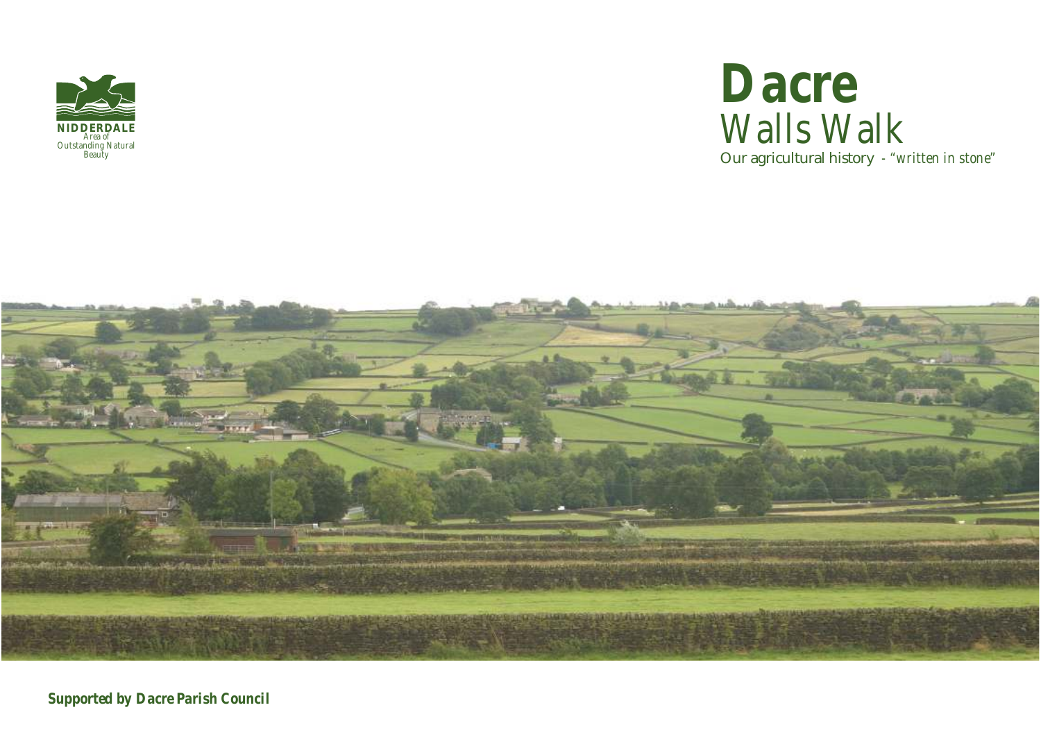NIDDERDALE
Area of
Outstanding Natural
Beauty

# Dacre

## Walls Walk

Our agricultural history - *"written in stone"*

***Supported by Dacre Parish Council***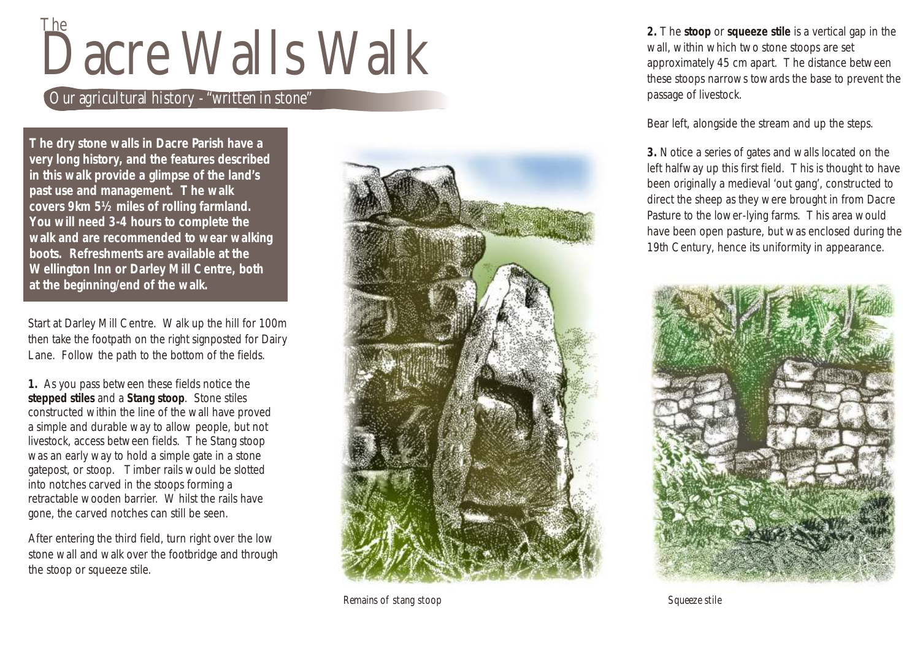# The Dacre Walls Walk

## Our agricultural history - "written in stone"

**The dry stone walls in Dacre Parish have a very long history, and the features described in this walk provide a glimpse of the land's past use and management. The walk covers 9km 5½ miles of rolling farmland. You will need 3-4 hours to complete the walk and are recommended to wear walking boots. Refreshments are available at the Wellington Inn or Darley Mill Centre, both at the beginning/end of the walk.**

Start at Darley Mill Centre. Walk up the hill for 100m then take the footpath on the right signposted for Dairy Lane. Follow the path to the bottom of the fields.

**1.** As you pass between these fields notice the **stepped stiles** and a **Stang stoop**. Stone stiles constructed within the line of the wall have proved a simple and durable way to allow people, but not livestock, access between fields. The Stang stoop was an early way to hold a simple gate in a stone gatepost, or stoop. Timber rails would be slotted into notches carved in the stoops forming a retractable wooden barrier. Whilst the rails have gone, the carved notches can still be seen.

After entering the third field, turn right over the low stone wall and walk over the footbridge and through the stoop or squeeze stile.

*Remains of stang stoop*

**2.** The **stoop** or **squeeze stile** is a vertical gap in the wall, within which two stone stoops are set approximately 45 cm apart. The distance between these stoops narrows towards the base to prevent the passage of livestock.

Bear left, alongside the stream and up the steps.

**3.** Notice a series of gates and walls located on the left halfway up this first field. This is thought to have been originally a medieval 'out gang', constructed to direct the sheep as they were brought in from Dacre Pasture to the lower-lying farms. This area would have been open pasture, but was enclosed during the 19th Century, hence its uniformity in appearance.

*Squeeze stile*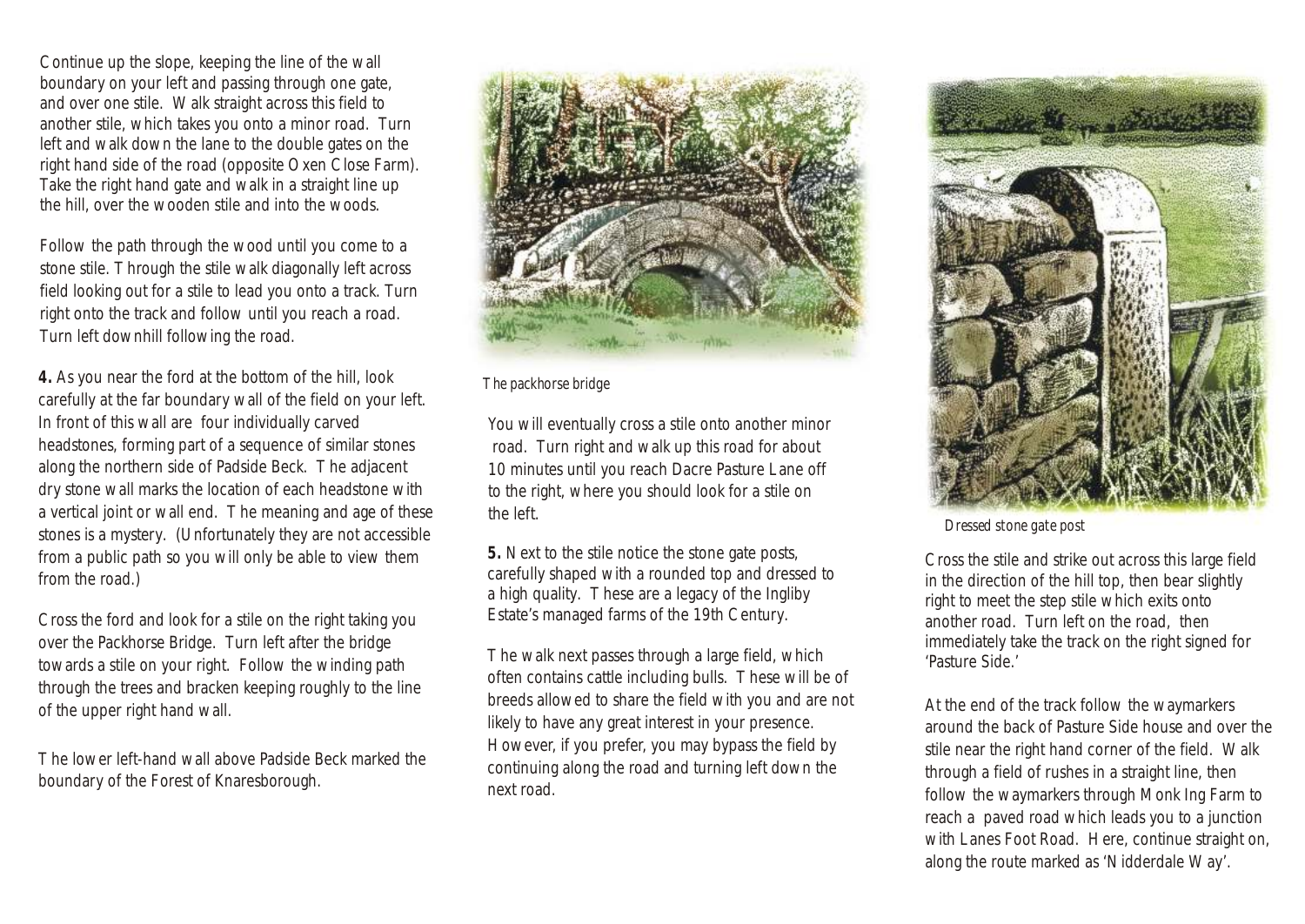Continue up the slope, keeping the line of the wall boundary on your left and passing through one gate, and over one stile. Walk straight across this field to another stile, which takes you onto a minor road. Turn left and walk down the lane to the double gates on the right hand side of the road (opposite Oxen Close Farm). Take the right hand gate and walk in a straight line up the hill, over the wooden stile and into the woods.

Follow the path through the wood until you come to a stone stile. Through the stile walk diagonally left across field looking out for a stile to lead you onto a track. Turn right onto the track and follow until you reach a road. Turn left downhill following the road.

**4.** As you near the ford at the bottom of the hill, look carefully at the far boundary wall of the field on your left. In front of this wall are four individually carved headstones, forming part of a sequence of similar stones along the northern side of Padside Beck. The adjacent dry stone wall marks the location of each headstone with a vertical joint or wall end. The meaning and age of these stones is a mystery. (Unfortunately they are not accessible from a public path so you will only be able to view them from the road.)

Cross the ford and look for a stile on the right taking you over the Packhorse Bridge. Turn left after the bridge towards a stile on your right. Follow the winding path through the trees and bracken keeping roughly to the line of the upper right hand wall.

The lower left-hand wall above Padside Beck marked the boundary of the Forest of Knaresborough.

The packhorse bridge

You will eventually cross a stile onto another minor road. Turn right and walk up this road for about 10 minutes until you reach Dacre Pasture Lane off to the right, where you should look for a stile on the left.

**5.** Next to the stile notice the stone gate posts, carefully shaped with a rounded top and dressed to a high quality. These are a legacy of the Ingliby Estate's managed farms of the 19th Century.

The walk next passes through a large field, which often contains cattle including bulls. These will be of breeds allowed to share the field with you and are not likely to have any great interest in your presence. However, if you prefer, you may bypass the field by continuing along the road and turning left down the next road.

Dressed stone gate post

Cross the stile and strike out across this large field in the direction of the hill top, then bear slightly right to meet the step stile which exits onto another road. Turn left on the road, then immediately take the track on the right signed for 'Pasture Side.'

At the end of the track follow the waymarkers around the back of Pasture Side house and over the stile near the right hand corner of the field. Walk through a field of rushes in a straight line, then follow the waymarkers through Monk Ing Farm to reach a paved road which leads you to a junction with Lanes Foot Road. Here, continue straight on, along the route marked as 'Nidderdale Way'.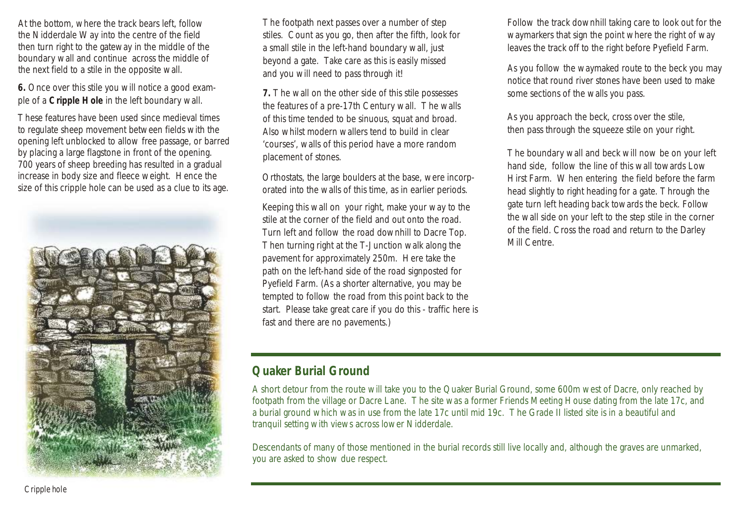At the bottom, where the track bears left, follow the Nidderdale Way into the centre of the field then turn right to the gateway in the middle of the boundary wall and continue across the middle of the next field to a stile in the opposite wall.

**6.** Once over this stile you will notice a good example of a **Cripple Hole** in the left boundary wall.

These features have been used since medieval times to regulate sheep movement between fields with the opening left unblocked to allow free passage, or barred by placing a large flagstone in front of the opening. 700 years of sheep breeding has resulted in a gradual increase in body size and fleece weight. Hence the size of this cripple hole can be used as a clue to its age.

Cripple hole

The footpath next passes over a number of step stiles. Count as you go, then after the fifth, look for a small stile in the left-hand boundary wall, just beyond a gate. Take care as this is easily missed and you will need to pass through it!

**7.** The wall on the other side of this stile possesses the features of a pre-17th Century wall. The walls of this time tended to be sinuous, squat and broad. Also whilst modern wallers tend to build in clear 'courses', walls of this period have a more random placement of stones.

Orthostats, the large boulders at the base, were incorporated into the walls of this time, as in earlier periods.

Keeping this wall on your right, make your way to the stile at the corner of the field and out onto the road. Turn left and follow the road downhill to Dacre Top. Then turning right at the T-Junction walk along the pavement for approximately 250m. Here take the path on the left-hand side of the road signposted for Pyefield Farm. (As a shorter alternative, you may be tempted to follow the road from this point back to the start. Please take great care if you do this - traffic here is fast and there are no pavements.)

Follow the track downhill taking care to look out for the waymarkers that sign the point where the right of way leaves the track off to the right before Pyefield Farm.

As you follow the waymaked route to the beck you may notice that round river stones have been used to make some sections of the walls you pass.

As you approach the beck, cross over the stile, then pass through the squeeze stile on your right.

The boundary wall and beck will now be on your left hand side, follow the line of this wall towards Low Hirst Farm. When entering the field before the farm head slightly to right heading for a gate. Through the gate turn left heading back towards the beck. Follow the wall side on your left to the step stile in the corner of the field. Cross the road and return to the Darley Mill Centre.

## Quaker Burial Ground

A short detour from the route will take you to the Quaker Burial Ground, some 600m west of Dacre, only reached by footpath from the village or Dacre Lane. The site was a former Friends Meeting House dating from the late 17c, and a burial ground which was in use from the late 17c until mid 19c. The Grade II listed site is in a beautiful and tranquil setting with views across lower Nidderdale.

Descendants of many of those mentioned in the burial records still live locally and, although the graves are unmarked, you are asked to show due respect.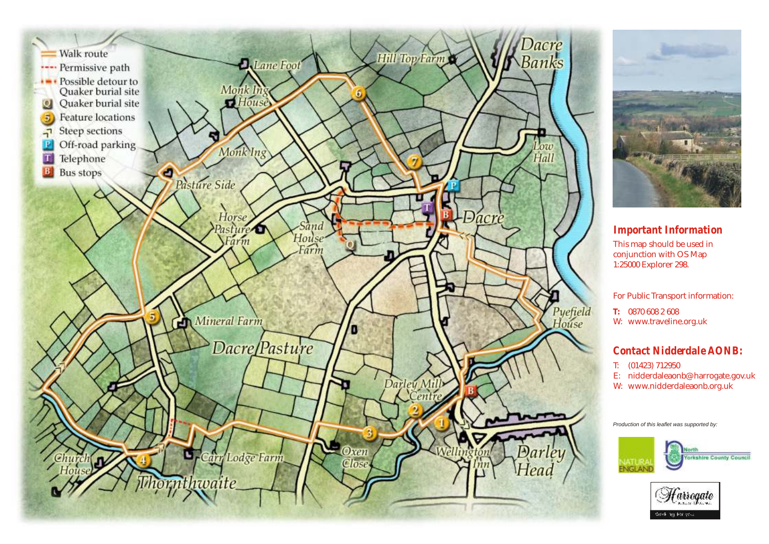Walk route
Permissive path
Possible detour to Quaker burial site
Q Quaker burial site
5 Feature locations
Steep sections
P Off-road parking
T Telephone
B Bus stops

Lane Foot
Hill Top Farm
Dacre Banks
Monk Ing House
Monk Ing
Low Hall
Pasture Side
Horse Pasture Farm
Sand House Farm
Dacre
Pyefield House
Mineral Farm
Dacre Pasture
Darley Mill Centre
Church House
Carr Lodge Farm
Oxen Close
Wellington Inn
Darley Head
Thornthwaite

## Important Information

This map should be used in conjunction with OS Map 1:25000 Explorer 298.

For Public Transport information:

**T:** 0870 608 2 608
W: www.traveline.org.uk

## Contact Nidderdale AONB:

T: (01423) 712950
E: nidderdaleaonb@harrogate.gov.uk
W: www.nidderdaleaonb.org.uk

*Production of this leaflet was supported by:*

NATURAL ENGLAND
North Yorkshire County Council
Harrogate